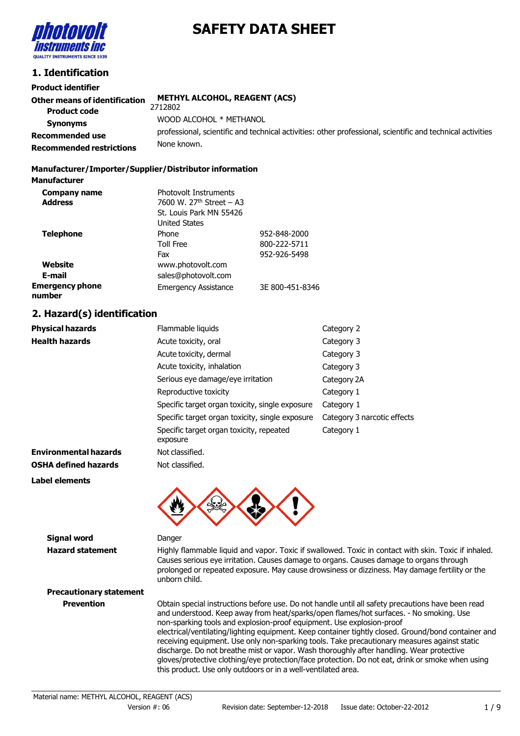# SAFETY DATA SHEET

## 1. Identification

**Product identifier**

| | |
|---|---|
| **Other means of identification** | **METHYL ALCOHOL, REAGENT (ACS)** |
| **Product code** | 2712802 |
| **Synonyms** | WOOD ALCOHOL * METHANOL |
| **Recommended use** | professional, scientific and technical activities: other professional, scientific and technical activities |
| **Recommended restrictions** | None known. |

**Manufacturer/Importer/Supplier/Distributor information**

**Manufacturer**

| | | |
|---|---|---|
| **Company name** | Photovolt Instruments | |
| **Address** | 7600 W. 27th Street – A3<br>St. Louis Park MN 55426<br>United States | |
| **Telephone** | Phone | 952-848-2000 |
| | Toll Free | 800-222-5711 |
| | Fax | 952-926-5498 |
| **Website** | www.photovolt.com | |
| **E-mail** | sales@photovolt.com | |
| **Emergency phone number** | Emergency Assistance | 3E 800-451-8346 |

## 2. Hazard(s) identification

| | | |
|---|---|---|
| **Physical hazards** | Flammable liquids | Category 2 |
| **Health hazards** | Acute toxicity, oral | Category 3 |
| | Acute toxicity, dermal | Category 3 |
| | Acute toxicity, inhalation | Category 3 |
| | Serious eye damage/eye irritation | Category 2A |
| | Reproductive toxicity | Category 1 |
| | Specific target organ toxicity, single exposure | Category 1 |
| | Specific target organ toxicity, single exposure | Category 3 narcotic effects |
| | Specific target organ toxicity, repeated exposure | Category 1 |
| **Environmental hazards** | Not classified. | |
| **OSHA defined hazards** | Not classified. | |

**Label elements**

**Signal word** Danger

**Hazard statement** Highly flammable liquid and vapor. Toxic if swallowed. Toxic in contact with skin. Toxic if inhaled. Causes serious eye irritation. Causes damage to organs. Causes damage to organs through prolonged or repeated exposure. May cause drowsiness or dizziness. May damage fertility or the unborn child.

**Precautionary statement**

**Prevention** Obtain special instructions before use. Do not handle until all safety precautions have been read and understood. Keep away from heat/sparks/open flames/hot surfaces. - No smoking. Use non-sparking tools and explosion-proof equipment. Use explosion-proof electrical/ventilating/lighting equipment. Keep container tightly closed. Ground/bond container and receiving equipment. Use only non-sparking tools. Take precautionary measures against static discharge. Do not breathe mist or vapor. Wash thoroughly after handling. Wear protective gloves/protective clothing/eye protection/face protection. Do not eat, drink or smoke when using this product. Use only outdoors or in a well-ventilated area.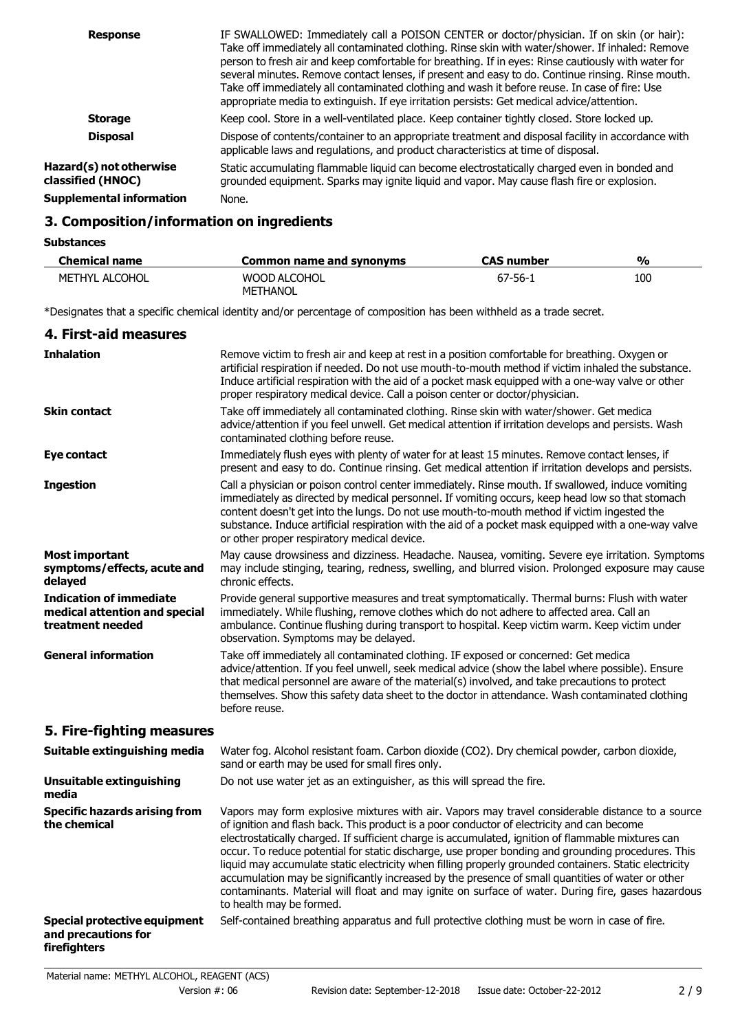**Response** IF SWALLOWED: Immediately call a POISON CENTER or doctor/physician. If on skin (or hair): Take off immediately all contaminated clothing. Rinse skin with water/shower. If inhaled: Remove person to fresh air and keep comfortable for breathing. If in eyes: Rinse cautiously with water for several minutes. Remove contact lenses, if present and easy to do. Continue rinsing. Rinse mouth. Take off immediately all contaminated clothing and wash it before reuse. In case of fire: Use appropriate media to extinguish. If eye irritation persists: Get medical advice/attention.

**Storage** Keep cool. Store in a well-ventilated place. Keep container tightly closed. Store locked up.

**Disposal** Dispose of contents/container to an appropriate treatment and disposal facility in accordance with applicable laws and regulations, and product characteristics at time of disposal.

**Hazard(s) not otherwise classified (HNOC)** Static accumulating flammable liquid can become electrostatically charged even in bonded and grounded equipment. Sparks may ignite liquid and vapor. May cause flash fire or explosion.

**Supplemental information** None.

## 3. Composition/information on ingredients

**Substances**

| Chemical name | Common name and synonyms | CAS number | % |
|---|---|---|---|
| METHYL ALCOHOL | WOOD ALCOHOL<br>METHANOL | 67-56-1 | 100 |

*Designates that a specific chemical identity and/or percentage of composition has been withheld as a trade secret.

## 4. First-aid measures

**Inhalation** Remove victim to fresh air and keep at rest in a position comfortable for breathing. Oxygen or artificial respiration if needed. Do not use mouth-to-mouth method if victim inhaled the substance. Induce artificial respiration with the aid of a pocket mask equipped with a one-way valve or other proper respiratory medical device. Call a poison center or doctor/physician.

**Skin contact** Take off immediately all contaminated clothing. Rinse skin with water/shower. Get medica advice/attention if you feel unwell. Get medical attention if irritation develops and persists. Wash contaminated clothing before reuse.

**Eye contact** Immediately flush eyes with plenty of water for at least 15 minutes. Remove contact lenses, if present and easy to do. Continue rinsing. Get medical attention if irritation develops and persists.

**Ingestion** Call a physician or poison control center immediately. Rinse mouth. If swallowed, induce vomiting immediately as directed by medical personnel. If vomiting occurs, keep head low so that stomach content doesn't get into the lungs. Do not use mouth-to-mouth method if victim ingested the substance. Induce artificial respiration with the aid of a pocket mask equipped with a one-way valve or other proper respiratory medical device.

**Most important symptoms/effects, acute and delayed** May cause drowsiness and dizziness. Headache. Nausea, vomiting. Severe eye irritation. Symptoms may include stinging, tearing, redness, swelling, and blurred vision. Prolonged exposure may cause chronic effects.

**Indication of immediate medical attention and special treatment needed** Provide general supportive measures and treat symptomatically. Thermal burns: Flush with water immediately. While flushing, remove clothes which do not adhere to affected area. Call an ambulance. Continue flushing during transport to hospital. Keep victim warm. Keep victim under observation. Symptoms may be delayed.

**General information** Take off immediately all contaminated clothing. IF exposed or concerned: Get medica advice/attention. If you feel unwell, seek medical advice (show the label where possible). Ensure that medical personnel are aware of the material(s) involved, and take precautions to protect themselves. Show this safety data sheet to the doctor in attendance. Wash contaminated clothing before reuse.

## 5. Fire-fighting measures

**Suitable extinguishing media** Water fog. Alcohol resistant foam. Carbon dioxide ($CO_2$). Dry chemical powder, carbon dioxide, sand or earth may be used for small fires only.

**Unsuitable extinguishing media** Do not use water jet as an extinguisher, as this will spread the fire.

**Specific hazards arising from the chemical** Vapors may form explosive mixtures with air. Vapors may travel considerable distance to a source of ignition and flash back. This product is a poor conductor of electricity and can become electrostatically charged. If sufficient charge is accumulated, ignition of flammable mixtures can occur. To reduce potential for static discharge, use proper bonding and grounding procedures. This liquid may accumulate static electricity when filling properly grounded containers. Static electricity accumulation may be significantly increased by the presence of small quantities of water or other contaminants. Material will float and may ignite on surface of water. During fire, gases hazardous to health may be formed.

**Special protective equipment and precautions for firefighters** Self-contained breathing apparatus and full protective clothing must be worn in case of fire.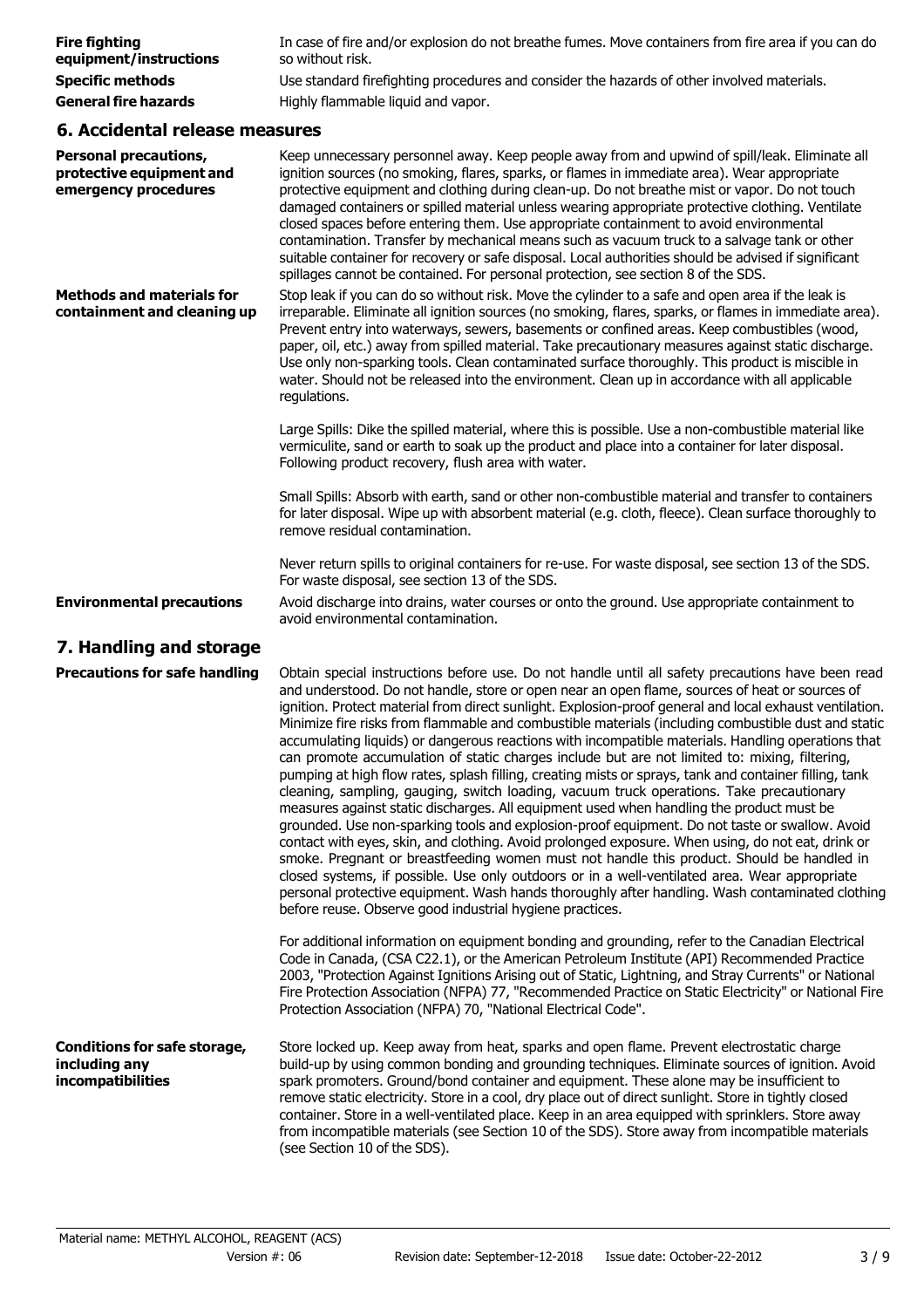**Fire fighting equipment/instructions** In case of fire and/or explosion do not breathe fumes. Move containers from fire area if you can do so without risk.

**Specific methods** Use standard firefighting procedures and consider the hazards of other involved materials.

**General fire hazards** Highly flammable liquid and vapor.

## 6. Accidental release measures

**Personal precautions, protective equipment and emergency procedures**

Keep unnecessary personnel away. Keep people away from and upwind of spill/leak. Eliminate all ignition sources (no smoking, flares, sparks, or flames in immediate area). Wear appropriate protective equipment and clothing during clean-up. Do not breathe mist or vapor. Do not touch damaged containers or spilled material unless wearing appropriate protective clothing. Ventilate closed spaces before entering them. Use appropriate containment to avoid environmental contamination. Transfer by mechanical means such as vacuum truck to a salvage tank or other suitable container for recovery or safe disposal. Local authorities should be advised if significant spillages cannot be contained. For personal protection, see section 8 of the SDS.

**Methods and materials for containment and cleaning up**

Stop leak if you can do so without risk. Move the cylinder to a safe and open area if the leak is irreparable. Eliminate all ignition sources (no smoking, flares, sparks, or flames in immediate area). Prevent entry into waterways, sewers, basements or confined areas. Keep combustibles (wood, paper, oil, etc.) away from spilled material. Take precautionary measures against static discharge. Use only non-sparking tools. Clean contaminated surface thoroughly. This product is miscible in water. Should not be released into the environment. Clean up in accordance with all applicable regulations.

Large Spills: Dike the spilled material, where this is possible. Use a non-combustible material like vermiculite, sand or earth to soak up the product and place into a container for later disposal. Following product recovery, flush area with water.

Small Spills: Absorb with earth, sand or other non-combustible material and transfer to containers for later disposal. Wipe up with absorbent material (e.g. cloth, fleece). Clean surface thoroughly to remove residual contamination.

Never return spills to original containers for re-use. For waste disposal, see section 13 of the SDS. For waste disposal, see section 13 of the SDS.

**Environmental precautions** Avoid discharge into drains, water courses or onto the ground. Use appropriate containment to avoid environmental contamination.

## 7. Handling and storage

**Precautions for safe handling**

Obtain special instructions before use. Do not handle until all safety precautions have been read and understood. Do not handle, store or open near an open flame, sources of heat or sources of ignition. Protect material from direct sunlight. Explosion-proof general and local exhaust ventilation. Minimize fire risks from flammable and combustible materials (including combustible dust and static accumulating liquids) or dangerous reactions with incompatible materials. Handling operations that can promote accumulation of static charges include but are not limited to: mixing, filtering, pumping at high flow rates, splash filling, creating mists or sprays, tank and container filling, tank cleaning, sampling, gauging, switch loading, vacuum truck operations. Take precautionary measures against static discharges. All equipment used when handling the product must be grounded. Use non-sparking tools and explosion-proof equipment. Do not taste or swallow. Avoid contact with eyes, skin, and clothing. Avoid prolonged exposure. When using, do not eat, drink or smoke. Pregnant or breastfeeding women must not handle this product. Should be handled in closed systems, if possible. Use only outdoors or in a well-ventilated area. Wear appropriate personal protective equipment. Wash hands thoroughly after handling. Wash contaminated clothing before reuse. Observe good industrial hygiene practices.

For additional information on equipment bonding and grounding, refer to the Canadian Electrical Code in Canada, (CSA C22.1), or the American Petroleum Institute (API) Recommended Practice 2003, "Protection Against Ignitions Arising out of Static, Lightning, and Stray Currents" or National Fire Protection Association (NFPA) 77, "Recommended Practice on Static Electricity" or National Fire Protection Association (NFPA) 70, "National Electrical Code".

**Conditions for safe storage, including any incompatibilities**

Store locked up. Keep away from heat, sparks and open flame. Prevent electrostatic charge build-up by using common bonding and grounding techniques. Eliminate sources of ignition. Avoid spark promoters. Ground/bond container and equipment. These alone may be insufficient to remove static electricity. Store in a cool, dry place out of direct sunlight. Store in tightly closed container. Store in a well-ventilated place. Keep in an area equipped with sprinklers. Store away from incompatible materials (see Section 10 of the SDS). Store away from incompatible materials (see Section 10 of the SDS).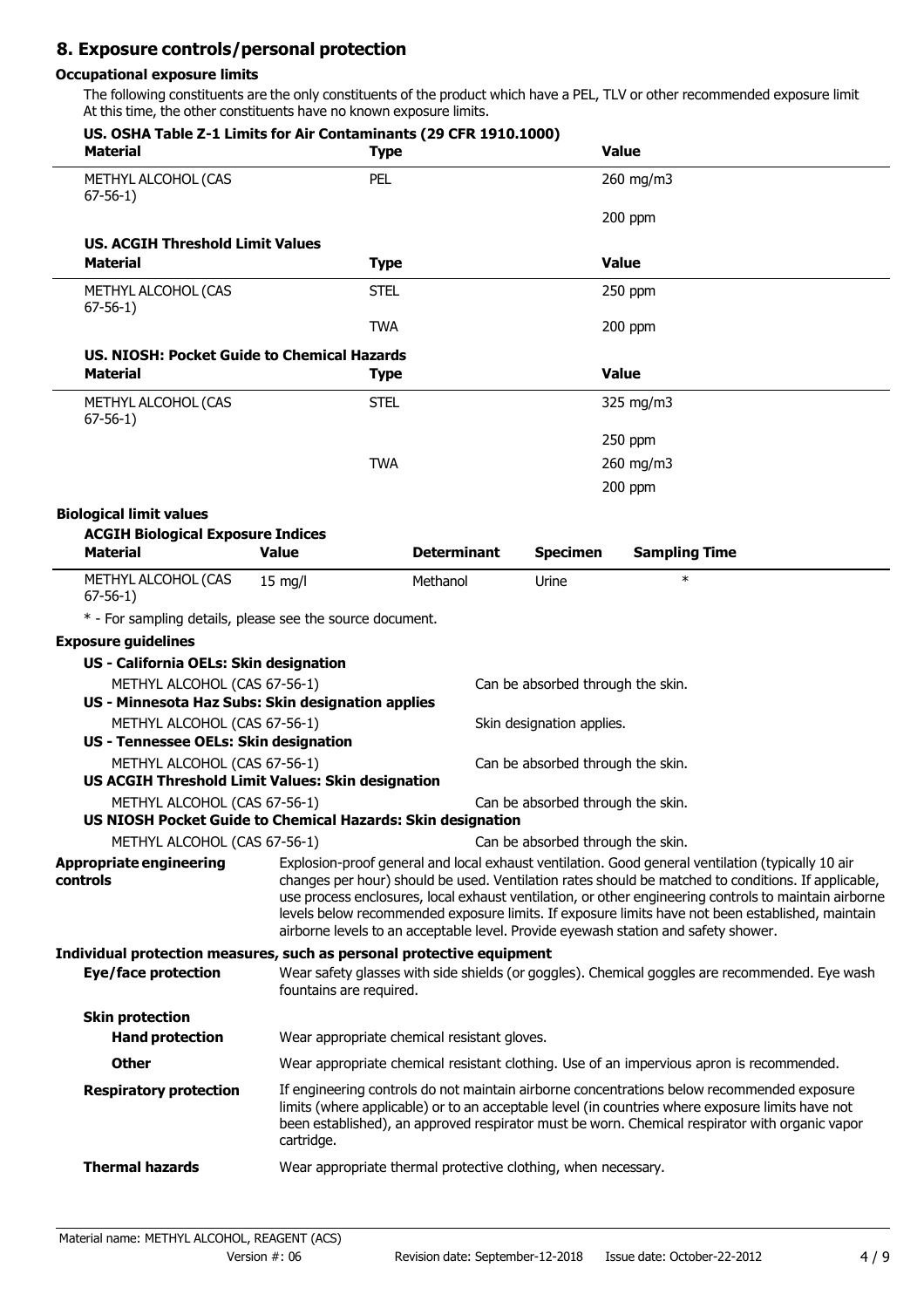## 8. Exposure controls/personal protection

### Occupational exposure limits

The following constituents are the only constituents of the product which have a PEL, TLV or other recommended exposure limit At this time, the other constituents have no known exposure limits.

**US. OSHA Table Z-1 Limits for Air Contaminants (29 CFR 1910.1000)**

| Material | Type | Value |
|---|---|---|
| METHYL ALCOHOL (CAS 67-56-1) | PEL | 260 mg/m3 |
| | | 200 ppm |

**US. ACGIH Threshold Limit Values**

| Material | Type | Value |
|---|---|---|
| METHYL ALCOHOL (CAS 67-56-1) | STEL | 250 ppm |
| | TWA | 200 ppm |

**US. NIOSH: Pocket Guide to Chemical Hazards**

| Material | Type | Value |
|---|---|---|
| METHYL ALCOHOL (CAS 67-56-1) | STEL | 325 mg/m3 |
| | | 250 ppm |
| | TWA | 260 mg/m3 |
| | | 200 ppm |

### Biological limit values

**ACGIH Biological Exposure Indices**

| Material | Value | Determinant | Specimen | Sampling Time |
|---|---|---|---|---|
| METHYL ALCOHOL (CAS 67-56-1) | 15 mg/l | Methanol | Urine | * |

* - For sampling details, please see the source document.

### Exposure guidelines

**US - California OELs: Skin designation**

METHYL ALCOHOL (CAS 67-56-1) — Can be absorbed through the skin.

**US - Minnesota Haz Subs: Skin designation applies**

METHYL ALCOHOL (CAS 67-56-1) — Skin designation applies.

**US - Tennessee OELs: Skin designation**

METHYL ALCOHOL (CAS 67-56-1) — Can be absorbed through the skin.

**US ACGIH Threshold Limit Values: Skin designation**

METHYL ALCOHOL (CAS 67-56-1) — Can be absorbed through the skin.

**US NIOSH Pocket Guide to Chemical Hazards: Skin designation**

METHYL ALCOHOL (CAS 67-56-1) — Can be absorbed through the skin.

**Appropriate engineering controls**

Explosion-proof general and local exhaust ventilation. Good general ventilation (typically 10 air changes per hour) should be used. Ventilation rates should be matched to conditions. If applicable, use process enclosures, local exhaust ventilation, or other engineering controls to maintain airborne levels below recommended exposure limits. If exposure limits have not been established, maintain airborne levels to an acceptable level. Provide eyewash station and safety shower.

### Individual protection measures, such as personal protective equipment

**Eye/face protection**

Wear safety glasses with side shields (or goggles). Chemical goggles are recommended. Eye wash fountains are required.

**Skin protection**

**Hand protection**

Wear appropriate chemical resistant gloves.

**Other**

Wear appropriate chemical resistant clothing. Use of an impervious apron is recommended.

**Respiratory protection**

If engineering controls do not maintain airborne concentrations below recommended exposure limits (where applicable) or to an acceptable level (in countries where exposure limits have not been established), an approved respirator must be worn. Chemical respirator with organic vapor cartridge.

**Thermal hazards**

Wear appropriate thermal protective clothing, when necessary.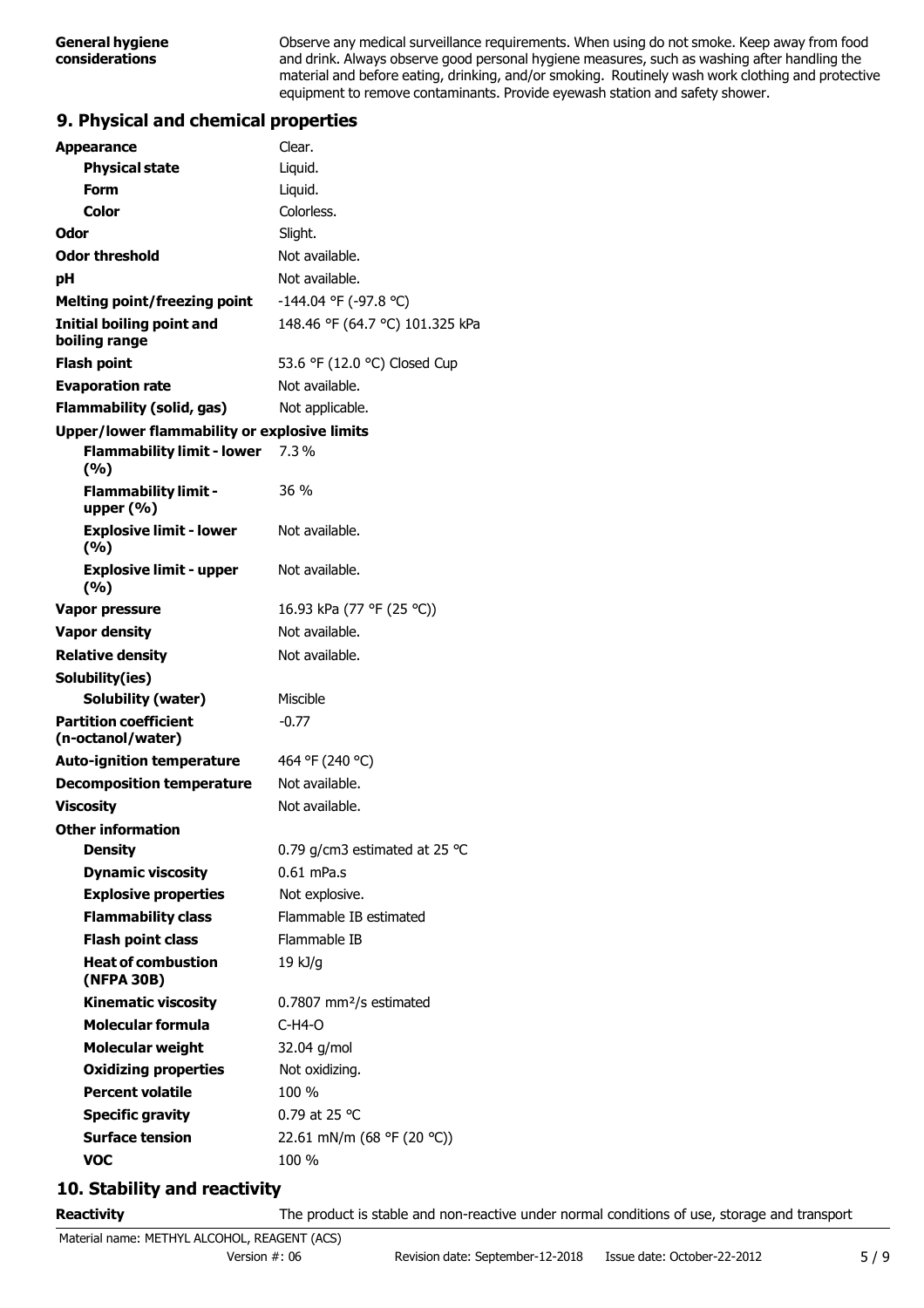| | |
|---|---|
| **General hygiene considerations** | Observe any medical surveillance requirements. When using do not smoke. Keep away from food and drink. Always observe good personal hygiene measures, such as washing after handling the material and before eating, drinking, and/or smoking. Routinely wash work clothing and protective equipment to remove contaminants. Provide eyewash station and safety shower. |

## 9. Physical and chemical properties

| | |
|---|---|
| **Appearance** | Clear. |
| **Physical state** | Liquid. |
| **Form** | Liquid. |
| **Color** | Colorless. |
| **Odor** | Slight. |
| **Odor threshold** | Not available. |
| **pH** | Not available. |
| **Melting point/freezing point** | -144.04 °F (-97.8 °C) |
| **Initial boiling point and boiling range** | 148.46 °F (64.7 °C) 101.325 kPa |
| **Flash point** | 53.6 °F (12.0 °C) Closed Cup |
| **Evaporation rate** | Not available. |
| **Flammability (solid, gas)** | Not applicable. |
| **Upper/lower flammability or explosive limits** | |
| **Flammability limit - lower (%)** | 7.3 % |
| **Flammability limit - upper (%)** | 36 % |
| **Explosive limit - lower (%)** | Not available. |
| **Explosive limit - upper (%)** | Not available. |
| **Vapor pressure** | 16.93 kPa (77 °F (25 °C)) |
| **Vapor density** | Not available. |
| **Relative density** | Not available. |
| **Solubility(ies)** | |
| **Solubility (water)** | Miscible |
| **Partition coefficient (n-octanol/water)** | -0.77 |
| **Auto-ignition temperature** | 464 °F (240 °C) |
| **Decomposition temperature** | Not available. |
| **Viscosity** | Not available. |
| **Other information** | |
| **Density** | 0.79 g/cm3 estimated at 25 °C |
| **Dynamic viscosity** | 0.61 mPa.s |
| **Explosive properties** | Not explosive. |
| **Flammability class** | Flammable IB estimated |
| **Flash point class** | Flammable IB |
| **Heat of combustion (NFPA 30B)** | 19 kJ/g |
| **Kinematic viscosity** | 0.7807 $mm^2/s$ estimated |
| **Molecular formula** | C-H4-O |
| **Molecular weight** | 32.04 g/mol |
| **Oxidizing properties** | Not oxidizing. |
| **Percent volatile** | 100 % |
| **Specific gravity** | 0.79 at 25 °C |
| **Surface tension** | 22.61 mN/m (68 °F (20 °C)) |
| **VOC** | 100 % |

## 10. Stability and reactivity

| | |
|---|---|
| **Reactivity** | The product is stable and non-reactive under normal conditions of use, storage and transport |

Material name: METHYL ALCOHOL, REAGENT (ACS)
Version #: 06 Revision date: September-12-2018 Issue date: October-22-2012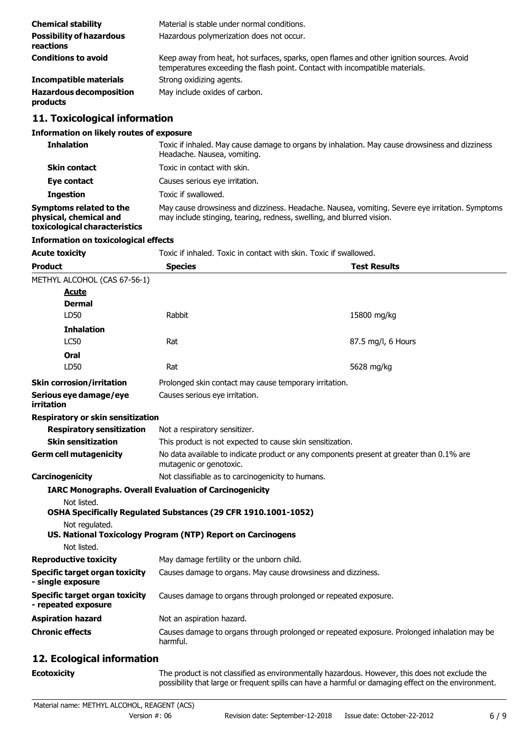| | |
|---|---|
| **Chemical stability** | Material is stable under normal conditions. |
| **Possibility of hazardous reactions** | Hazardous polymerization does not occur. |
| **Conditions to avoid** | Keep away from heat, hot surfaces, sparks, open flames and other ignition sources. Avoid temperatures exceeding the flash point. Contact with incompatible materials. |
| **Incompatible materials** | Strong oxidizing agents. |
| **Hazardous decomposition products** | May include oxides of carbon. |

## 11. Toxicological information

### Information on likely routes of exposure

| | |
|---|---|
| **Inhalation** | Toxic if inhaled. May cause damage to organs by inhalation. May cause drowsiness and dizziness Headache. Nausea, vomiting. |
| **Skin contact** | Toxic in contact with skin. |
| **Eye contact** | Causes serious eye irritation. |
| **Ingestion** | Toxic if swallowed. |
| **Symptoms related to the physical, chemical and toxicological characteristics** | May cause drowsiness and dizziness. Headache. Nausea, vomiting. Severe eye irritation. Symptoms may include stinging, tearing, redness, swelling, and blurred vision. |

### Information on toxicological effects

**Acute toxicity** Toxic if inhaled. Toxic in contact with skin. Toxic if swallowed.

| Product | Species | Test Results |
|---|---|---|
| METHYL ALCOHOL (CAS 67-56-1) | | |
| **Acute** | | |
| **Dermal** | | |
| LD50 | Rabbit | 15800 mg/kg |
| **Inhalation** | | |
| LC50 | Rat | 87.5 mg/l, 6 Hours |
| **Oral** | | |
| LD50 | Rat | 5628 mg/kg |

| | |
|---|---|
| **Skin corrosion/irritation** | Prolonged skin contact may cause temporary irritation. |
| **Serious eye damage/eye irritation** | Causes serious eye irritation. |

**Respiratory or skin sensitization**

| | |
|---|---|
| **Respiratory sensitization** | Not a respiratory sensitizer. |
| **Skin sensitization** | This product is not expected to cause skin sensitization. |
| **Germ cell mutagenicity** | No data available to indicate product or any components present at greater than 0.1% are mutagenic or genotoxic. |
| **Carcinogenicity** | Not classifiable as to carcinogenicity to humans. |

**IARC Monographs. Overall Evaluation of Carcinogenicity**

Not listed.

**OSHA Specifically Regulated Substances (29 CFR 1910.1001-1052)**

Not regulated.

**US. National Toxicology Program (NTP) Report on Carcinogens**

Not listed.

| | |
|---|---|
| **Reproductive toxicity** | May damage fertility or the unborn child. |
| **Specific target organ toxicity - single exposure** | Causes damage to organs. May cause drowsiness and dizziness. |
| **Specific target organ toxicity - repeated exposure** | Causes damage to organs through prolonged or repeated exposure. |
| **Aspiration hazard** | Not an aspiration hazard. |
| **Chronic effects** | Causes damage to organs through prolonged or repeated exposure. Prolonged inhalation may be harmful. |

## 12. Ecological information

**Ecotoxicity** The product is not classified as environmentally hazardous. However, this does not exclude the possibility that large or frequent spills can have a harmful or damaging effect on the environment.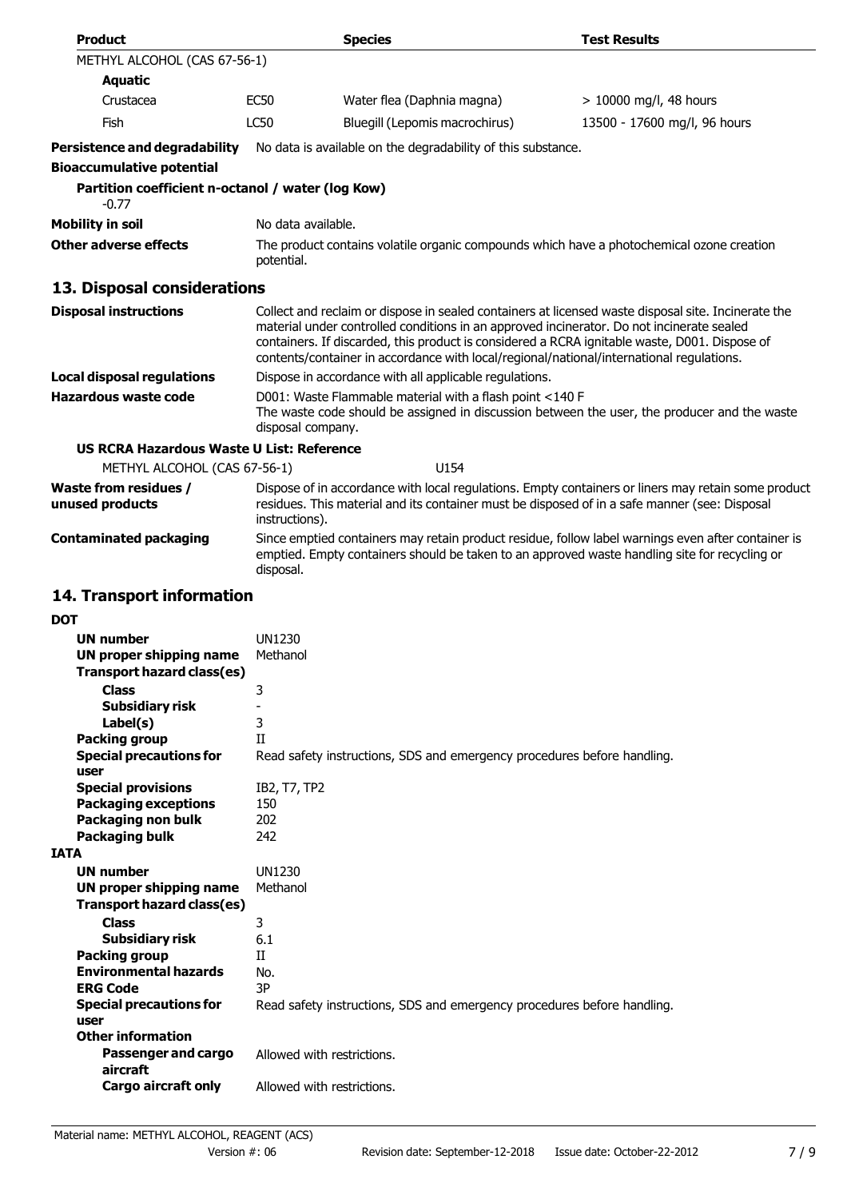| Product | | Species | Test Results |
|---|---|---|---|
| METHYL ALCOHOL (CAS 67-56-1) | | | |
| **Aquatic** | | | |
| Crustacea | EC50 | Water flea (Daphnia magna) | > 10000 mg/l, 48 hours |
| Fish | LC50 | Bluegill (Lepomis macrochirus) | 13500 - 17600 mg/l, 96 hours |

**Persistence and degradability** No data is available on the degradability of this substance.

**Bioaccumulative potential**

**Partition coefficient n-octanol / water (log Kow)**

-0.77

**Mobility in soil** No data available.

**Other adverse effects** The product contains volatile organic compounds which have a photochemical ozone creation potential.

## 13. Disposal considerations

**Disposal instructions** Collect and reclaim or dispose in sealed containers at licensed waste disposal site. Incinerate the material under controlled conditions in an approved incinerator. Do not incinerate sealed containers. If discarded, this product is considered a RCRA ignitable waste, D001. Dispose of contents/container in accordance with local/regional/national/international regulations.

**Local disposal regulations** Dispose in accordance with all applicable regulations.

**Hazardous waste code** D001: Waste Flammable material with a flash point <140 F
The waste code should be assigned in discussion between the user, the producer and the waste disposal company.

**US RCRA Hazardous Waste U List: Reference**

METHYL ALCOHOL (CAS 67-56-1) U154

**Waste from residues / unused products** Dispose of in accordance with local regulations. Empty containers or liners may retain some product residues. This material and its container must be disposed of in a safe manner (see: Disposal instructions).

**Contaminated packaging** Since emptied containers may retain product residue, follow label warnings even after container is emptied. Empty containers should be taken to an approved waste handling site for recycling or disposal.

## 14. Transport information

**DOT**

**UN number** UN1230
**UN proper shipping name** Methanol
**Transport hazard class(es)**
**Class** 3
**Subsidiary risk** -
**Label(s)** 3
**Packing group** II
**Special precautions for user** Read safety instructions, SDS and emergency procedures before handling.
**Special provisions** IB2, T7, TP2
**Packaging exceptions** 150
**Packaging non bulk** 202
**Packaging bulk** 242

**IATA**

**UN number** UN1230
**UN proper shipping name** Methanol
**Transport hazard class(es)**
**Class** 3
**Subsidiary risk** 6.1
**Packing group** II
**Environmental hazards** No.
**ERG Code** 3P
**Special precautions for user** Read safety instructions, SDS and emergency procedures before handling.
**Other information**
**Passenger and cargo aircraft** Allowed with restrictions.
**Cargo aircraft only** Allowed with restrictions.

Material name: METHYL ALCOHOL, REAGENT (ACS)
Version #: 06 Revision date: September-12-2018 Issue date: October-22-2012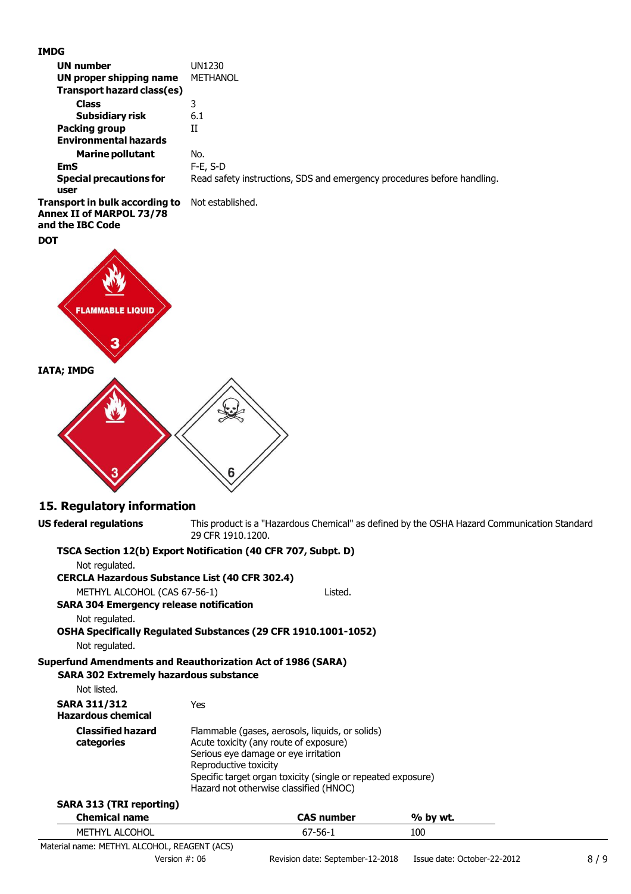**IMDG**

| | |
|---|---|
| **UN number** | UN1230 |
| **UN proper shipping name** | METHANOL |
| **Transport hazard class(es)** | |
| **Class** | 3 |
| **Subsidiary risk** | 6.1 |
| **Packing group** | II |
| **Environmental hazards** | |
| **Marine pollutant** | No. |
| **EmS** | F-E, S-D |
| **Special precautions for user** | Read safety instructions, SDS and emergency procedures before handling. |

**Transport in bulk according to Annex II of MARPOL 73/78 and the IBC Code** Not established.

**DOT**

FLAMMABLE LIQUID

3

**IATA; IMDG**

3

6

## 15. Regulatory information

**US federal regulations** This product is a "Hazardous Chemical" as defined by the OSHA Hazard Communication Standard 29 CFR 1910.1200.

**TSCA Section 12(b) Export Notification (40 CFR 707, Subpt. D)**

Not regulated.

**CERCLA Hazardous Substance List (40 CFR 302.4)**

METHYL ALCOHOL (CAS 67-56-1) Listed.

**SARA 304 Emergency release notification**

Not regulated.

**OSHA Specifically Regulated Substances (29 CFR 1910.1001-1052)**

Not regulated.

**Superfund Amendments and Reauthorization Act of 1986 (SARA)**

**SARA 302 Extremely hazardous substance**

Not listed.

**SARA 311/312 Hazardous chemical** Yes

**Classified hazard categories**

Flammable (gases, aerosols, liquids, or solids)
Acute toxicity (any route of exposure)
Serious eye damage or eye irritation
Reproductive toxicity
Specific target organ toxicity (single or repeated exposure)
Hazard not otherwise classified (HNOC)

**SARA 313 (TRI reporting)**

| Chemical name | CAS number | % by wt. |
|---|---|---|
| METHYL ALCOHOL | 67-56-1 | 100 |

Material name: METHYL ALCOHOL, REAGENT (ACS)

Version #: 06 Revision date: September-12-2018 Issue date: October-22-2012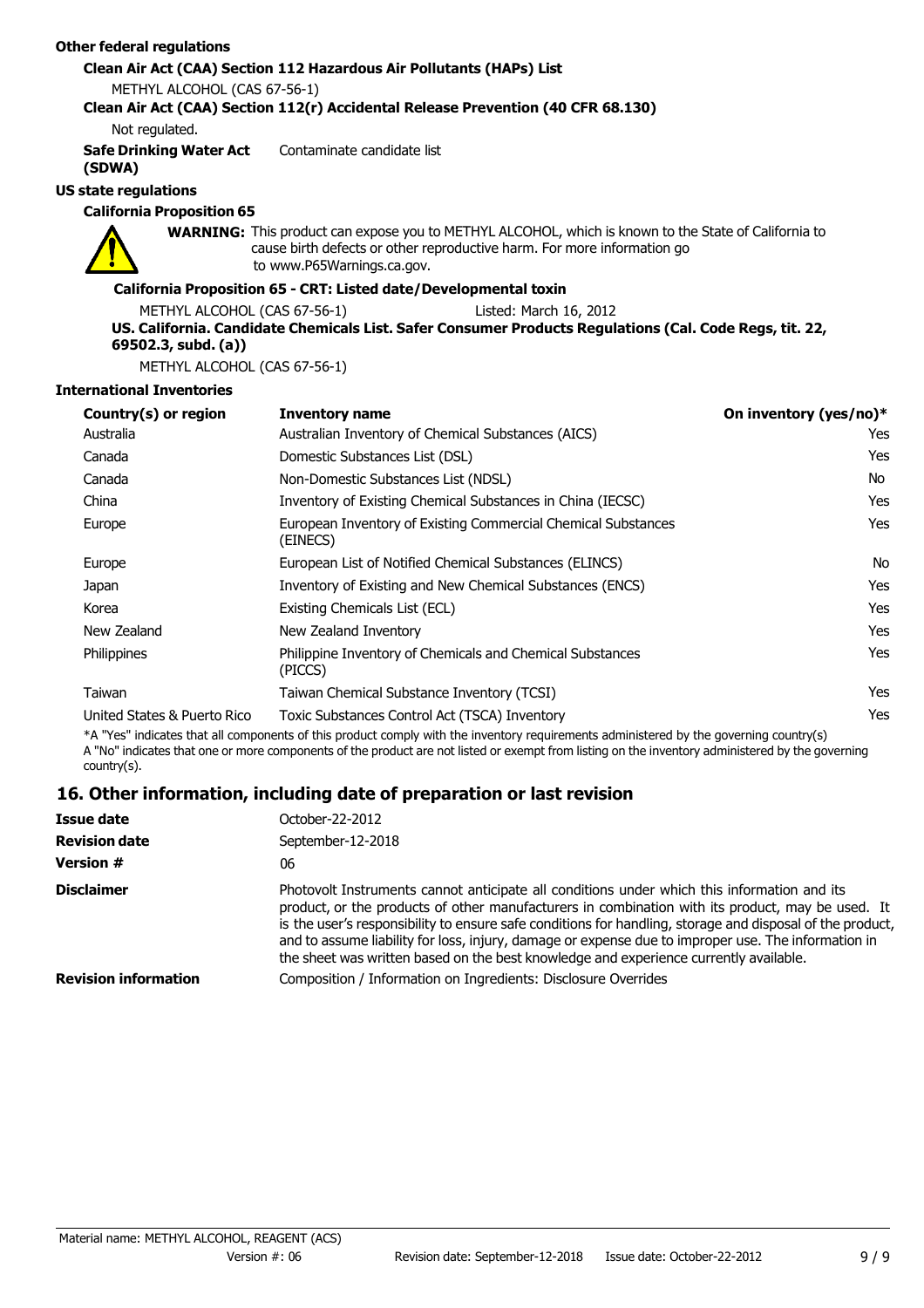**Other federal regulations**

**Clean Air Act (CAA) Section 112 Hazardous Air Pollutants (HAPs) List**

METHYL ALCOHOL (CAS 67-56-1)

**Clean Air Act (CAA) Section 112(r) Accidental Release Prevention (40 CFR 68.130)**

Not regulated.

**Safe Drinking Water Act (SDWA)** Contaminate candidate list

**US state regulations**

**California Proposition 65**

**WARNING:** This product can expose you to METHYL ALCOHOL, which is known to the State of California to cause birth defects or other reproductive harm. For more information go to www.P65Warnings.ca.gov.

**California Proposition 65 - CRT: Listed date/Developmental toxin**

METHYL ALCOHOL (CAS 67-56-1) Listed: March 16, 2012

**US. California. Candidate Chemicals List. Safer Consumer Products Regulations (Cal. Code Regs, tit. 22, 69502.3, subd. (a))**

METHYL ALCOHOL (CAS 67-56-1)

**International Inventories**

| Country(s) or region | Inventory name | On inventory (yes/no)* |
| --- | --- | --- |
| Australia | Australian Inventory of Chemical Substances (AICS) | Yes |
| Canada | Domestic Substances List (DSL) | Yes |
| Canada | Non-Domestic Substances List (NDSL) | No |
| China | Inventory of Existing Chemical Substances in China (IECSC) | Yes |
| Europe | European Inventory of Existing Commercial Chemical Substances (EINECS) | Yes |
| Europe | European List of Notified Chemical Substances (ELINCS) | No |
| Japan | Inventory of Existing and New Chemical Substances (ENCS) | Yes |
| Korea | Existing Chemicals List (ECL) | Yes |
| New Zealand | New Zealand Inventory | Yes |
| Philippines | Philippine Inventory of Chemicals and Chemical Substances (PICCS) | Yes |
| Taiwan | Taiwan Chemical Substance Inventory (TCSI) | Yes |
| United States & Puerto Rico | Toxic Substances Control Act (TSCA) Inventory | Yes |

*A "Yes" indicates that all components of this product comply with the inventory requirements administered by the governing country(s)
A "No" indicates that one or more components of the product are not listed or exempt from listing on the inventory administered by the governing country(s).

## 16. Other information, including date of preparation or last revision

| | |
| --- | --- |
| **Issue date** | October-22-2012 |
| **Revision date** | September-12-2018 |
| **Version #** | 06 |
| **Disclaimer** | Photovolt Instruments cannot anticipate all conditions under which this information and its product, or the products of other manufacturers in combination with its product, may be used. It is the user's responsibility to ensure safe conditions for handling, storage and disposal of the product, and to assume liability for loss, injury, damage or expense due to improper use. The information in the sheet was written based on the best knowledge and experience currently available. |
| **Revision information** | Composition / Information on Ingredients: Disclosure Overrides |